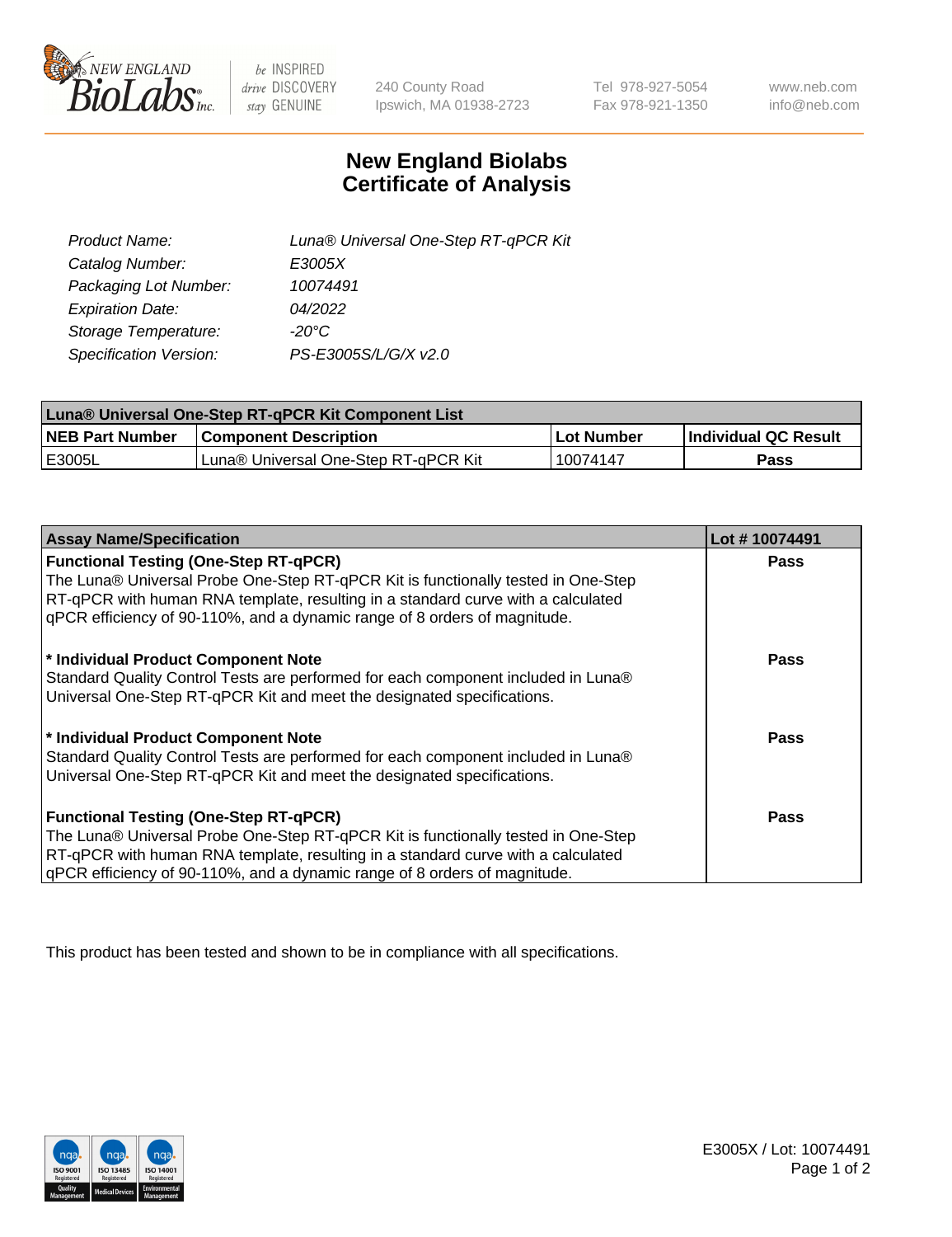# New England Biolabs
# Certificate of Analysis

| | |
|---|---|
| *Product Name:* | *Luna® Universal One-Step RT-qPCR Kit* |
| *Catalog Number:* | *E3005X* |
| *Packaging Lot Number:* | *10074491* |
| *Expiration Date:* | *04/2022* |
| *Storage Temperature:* | *-20°C* |
| *Specification Version:* | *PS-E3005S/L/G/X v2.0* |

| Luna® Universal One-Step RT-qPCR Kit Component List | | | |
|---|---|---|---|
| **NEB Part Number** | **Component Description** | **Lot Number** | **Individual QC Result** |
| E3005L | Luna® Universal One-Step RT-qPCR Kit | 10074147 | **Pass** |

| Assay Name/Specification | Lot # 10074491 |
|---|---|
| **Functional Testing (One-Step RT-qPCR)**<br>The Luna® Universal Probe One-Step RT-qPCR Kit is functionally tested in One-Step RT-qPCR with human RNA template, resulting in a standard curve with a calculated qPCR efficiency of 90-110%, and a dynamic range of 8 orders of magnitude. | **Pass** |
| **\* Individual Product Component Note**<br>Standard Quality Control Tests are performed for each component included in Luna® Universal One-Step RT-qPCR Kit and meet the designated specifications. | **Pass** |
| **\* Individual Product Component Note**<br>Standard Quality Control Tests are performed for each component included in Luna® Universal One-Step RT-qPCR Kit and meet the designated specifications. | **Pass** |
| **Functional Testing (One-Step RT-qPCR)**<br>The Luna® Universal Probe One-Step RT-qPCR Kit is functionally tested in One-Step RT-qPCR with human RNA template, resulting in a standard curve with a calculated qPCR efficiency of 90-110%, and a dynamic range of 8 orders of magnitude. | **Pass** |

This product has been tested and shown to be in compliance with all specifications.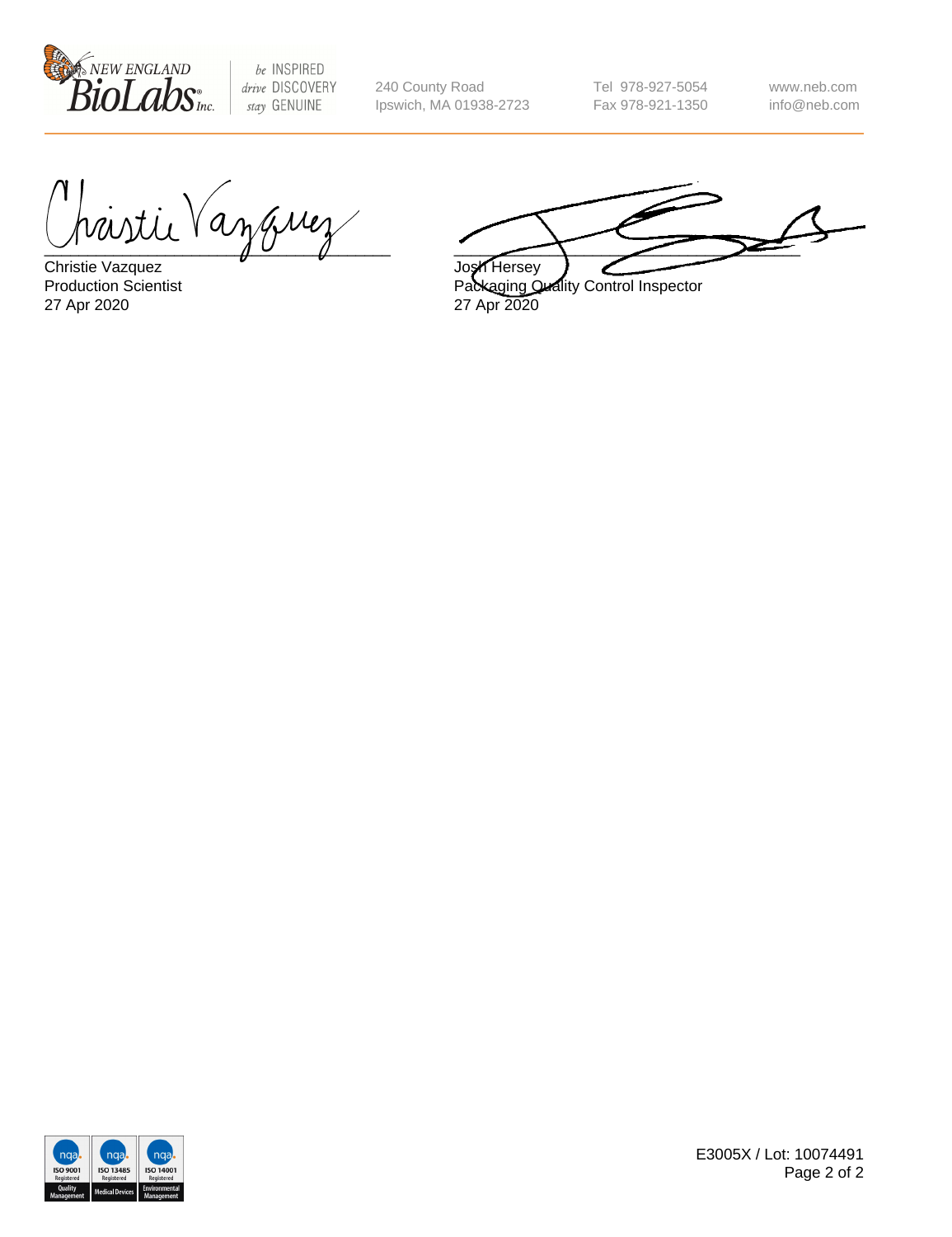Christie Vazquez
Production Scientist
27 Apr 2020

Josh Hersey
Packaging Quality Control Inspector
27 Apr 2020

E3005X / Lot: 10074491